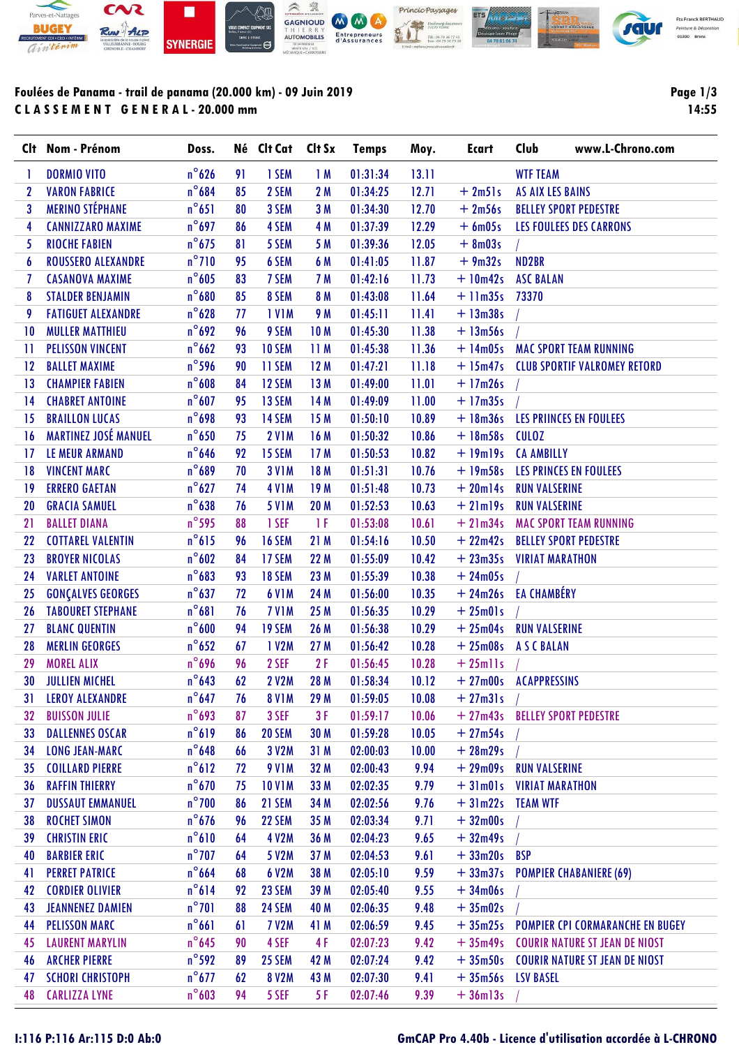**Foulées de Panama - trail de panama (20.000 km) - 09 Juin 2019**

**CLASSEMENT GENERAL - 20.000 mm**

14:55

| Clt | Nom - Prénom | Doss. | Né | Clt Cat | Clt Sx | Temps | Moy. | Ecart | Club |
|---|---|---|---|---|---|---|---|---|---|
| 1 | DORMIO VITO | n°626 | 91 | 1 SEM | 1 M | 01:31:34 | 13.11 | | WTF TEAM |
| 2 | VARON FABRICE | n°684 | 85 | 2 SEM | 2 M | 01:34:25 | 12.71 | + 2m51s | AS AIX LES BAINS |
| 3 | MERINO STÉPHANE | n°651 | 80 | 3 SEM | 3 M | 01:34:30 | 12.70 | + 2m56s | BELLEY SPORT PEDESTRE |
| 4 | CANNIZZARO MAXIME | n°697 | 86 | 4 SEM | 4 M | 01:37:39 | 12.29 | + 6m05s | LES FOULEES DES CARRONS |
| 5 | RIOCHE FABIEN | n°675 | 81 | 5 SEM | 5 M | 01:39:36 | 12.05 | + 8m03s | / |
| 6 | ROUSSERO ALEXANDRE | n°710 | 95 | 6 SEM | 6 M | 01:41:05 | 11.87 | + 9m32s | ND2BR |
| 7 | CASANOVA MAXIME | n°605 | 83 | 7 SEM | 7 M | 01:42:16 | 11.73 | + 10m42s | ASC BALAN |
| 8 | STALDER BENJAMIN | n°680 | 85 | 8 SEM | 8 M | 01:43:08 | 11.64 | + 11m35s | 73370 |
| 9 | FATIGUET ALEXANDRE | n°628 | 77 | 1 V1M | 9 M | 01:45:11 | 11.41 | + 13m38s | / |
| 10 | MULLER MATTHIEU | n°692 | 96 | 9 SEM | 10 M | 01:45:30 | 11.38 | + 13m56s | / |
| 11 | PELISSON VINCENT | n°662 | 93 | 10 SEM | 11 M | 01:45:38 | 11.36 | + 14m05s | MAC SPORT TEAM RUNNING |
| 12 | BALLET MAXIME | n°596 | 90 | 11 SEM | 12 M | 01:47:21 | 11.18 | + 15m47s | CLUB SPORTIF VALROMEY RETORD |
| 13 | CHAMPIER FABIEN | n°608 | 84 | 12 SEM | 13 M | 01:49:00 | 11.01 | + 17m26s | / |
| 14 | CHABRET ANTOINE | n°607 | 95 | 13 SEM | 14 M | 01:49:09 | 11.00 | + 17m35s | / |
| 15 | BRAILLON LUCAS | n°698 | 93 | 14 SEM | 15 M | 01:50:10 | 10.89 | + 18m36s | LES PRIINCES EN FOULEES |
| 16 | MARTINEZ JOSÉ MANUEL | n°650 | 75 | 2 V1M | 16 M | 01:50:32 | 10.86 | + 18m58s | CULOZ |
| 17 | LE MEUR ARMAND | n°646 | 92 | 15 SEM | 17 M | 01:50:53 | 10.82 | + 19m19s | CA AMBILLY |
| 18 | VINCENT MARC | n°689 | 70 | 3 V1M | 18 M | 01:51:31 | 10.76 | + 19m58s | LES PRINCES EN FOULEES |
| 19 | ERRERO GAETAN | n°627 | 74 | 4 V1M | 19 M | 01:51:48 | 10.73 | + 20m14s | RUN VALSERINE |
| 20 | GRACIA SAMUEL | n°638 | 76 | 5 V1M | 20 M | 01:52:53 | 10.63 | + 21m19s | RUN VALSERINE |
| 21 | BALLET DIANA | n°595 | 88 | 1 SEF | 1 F | 01:53:08 | 10.61 | + 21m34s | MAC SPORT TEAM RUNNING |
| 22 | COTTAREL VALENTIN | n°615 | 96 | 16 SEM | 21 M | 01:54:16 | 10.50 | + 22m42s | BELLEY SPORT PEDESTRE |
| 23 | BROYER NICOLAS | n°602 | 84 | 17 SEM | 22 M | 01:55:09 | 10.42 | + 23m35s | VIRIAT MARATHON |
| 24 | VARLET ANTOINE | n°683 | 93 | 18 SEM | 23 M | 01:55:39 | 10.38 | + 24m05s | / |
| 25 | GONÇALVES GEORGES | n°637 | 72 | 6 V1M | 24 M | 01:56:00 | 10.35 | + 24m26s | EA CHAMBÉRY |
| 26 | TABOURET STEPHANE | n°681 | 76 | 7 V1M | 25 M | 01:56:35 | 10.29 | + 25m01s | / |
| 27 | BLANC QUENTIN | n°600 | 94 | 19 SEM | 26 M | 01:56:38 | 10.29 | + 25m04s | RUN VALSERINE |
| 28 | MERLIN GEORGES | n°652 | 67 | 1 V2M | 27 M | 01:56:42 | 10.28 | + 25m08s | A S C BALAN |
| 29 | MOREL ALIX | n°696 | 96 | 2 SEF | 2 F | 01:56:45 | 10.28 | + 25m11s | / |
| 30 | JULLIEN MICHEL | n°643 | 62 | 2 V2M | 28 M | 01:58:34 | 10.12 | + 27m00s | ACAPPRESSINS |
| 31 | LEROY ALEXANDRE | n°647 | 76 | 8 V1M | 29 M | 01:59:05 | 10.08 | + 27m31s | / |
| 32 | BUISSON JULIE | n°693 | 87 | 3 SEF | 3 F | 01:59:17 | 10.06 | + 27m43s | BELLEY SPORT PEDESTRE |
| 33 | DALLENNES OSCAR | n°619 | 86 | 20 SEM | 30 M | 01:59:28 | 10.05 | + 27m54s | / |
| 34 | LONG JEAN-MARC | n°648 | 66 | 3 V2M | 31 M | 02:00:03 | 10.00 | + 28m29s | / |
| 35 | COILLARD PIERRE | n°612 | 72 | 9 V1M | 32 M | 02:00:43 | 9.94 | + 29m09s | RUN VALSERINE |
| 36 | RAFFIN THIERRY | n°670 | 75 | 10 V1M | 33 M | 02:02:35 | 9.79 | + 31m01s | VIRIAT MARATHON |
| 37 | DUSSAUT EMMANUEL | n°700 | 86 | 21 SEM | 34 M | 02:02:56 | 9.76 | + 31m22s | TEAM WTF |
| 38 | ROCHET SIMON | n°676 | 96 | 22 SEM | 35 M | 02:03:34 | 9.71 | + 32m00s | / |
| 39 | CHRISTIN ERIC | n°610 | 64 | 4 V2M | 36 M | 02:04:23 | 9.65 | + 32m49s | / |
| 40 | BARBIER ERIC | n°707 | 64 | 5 V2M | 37 M | 02:04:53 | 9.61 | + 33m20s | BSP |
| 41 | PERRET PATRICE | n°664 | 68 | 6 V2M | 38 M | 02:05:10 | 9.59 | + 33m37s | POMPIER CHABANIERE (69) |
| 42 | CORDIER OLIVIER | n°614 | 92 | 23 SEM | 39 M | 02:05:40 | 9.55 | + 34m06s | / |
| 43 | JEANNENEZ DAMIEN | n°701 | 88 | 24 SEM | 40 M | 02:06:35 | 9.48 | + 35m02s | / |
| 44 | PELISSON MARC | n°661 | 61 | 7 V2M | 41 M | 02:06:59 | 9.45 | + 35m25s | POMPIER CPI CORMARANCHE EN BUGEY |
| 45 | LAURENT MARYLIN | n°645 | 90 | 4 SEF | 4 F | 02:07:23 | 9.42 | + 35m49s | COURIR NATURE ST JEAN DE NIOST |
| 46 | ARCHER PIERRE | n°592 | 89 | 25 SEM | 42 M | 02:07:24 | 9.42 | + 35m50s | COURIR NATURE ST JEAN DE NIOST |
| 47 | SCHORI CHRISTOPH | n°677 | 62 | 8 V2M | 43 M | 02:07:30 | 9.41 | + 35m56s | LSV BASEL |
| 48 | CARLIZZA LYNE | n°603 | 94 | 5 SEF | 5 F | 02:07:46 | 9.39 | + 36m13s | / |

I:116 P:116 Ar:115 D:0 Ab:0

GmCAP Pro 4.40b - Licence d'utilisation accordée à L-CHRONO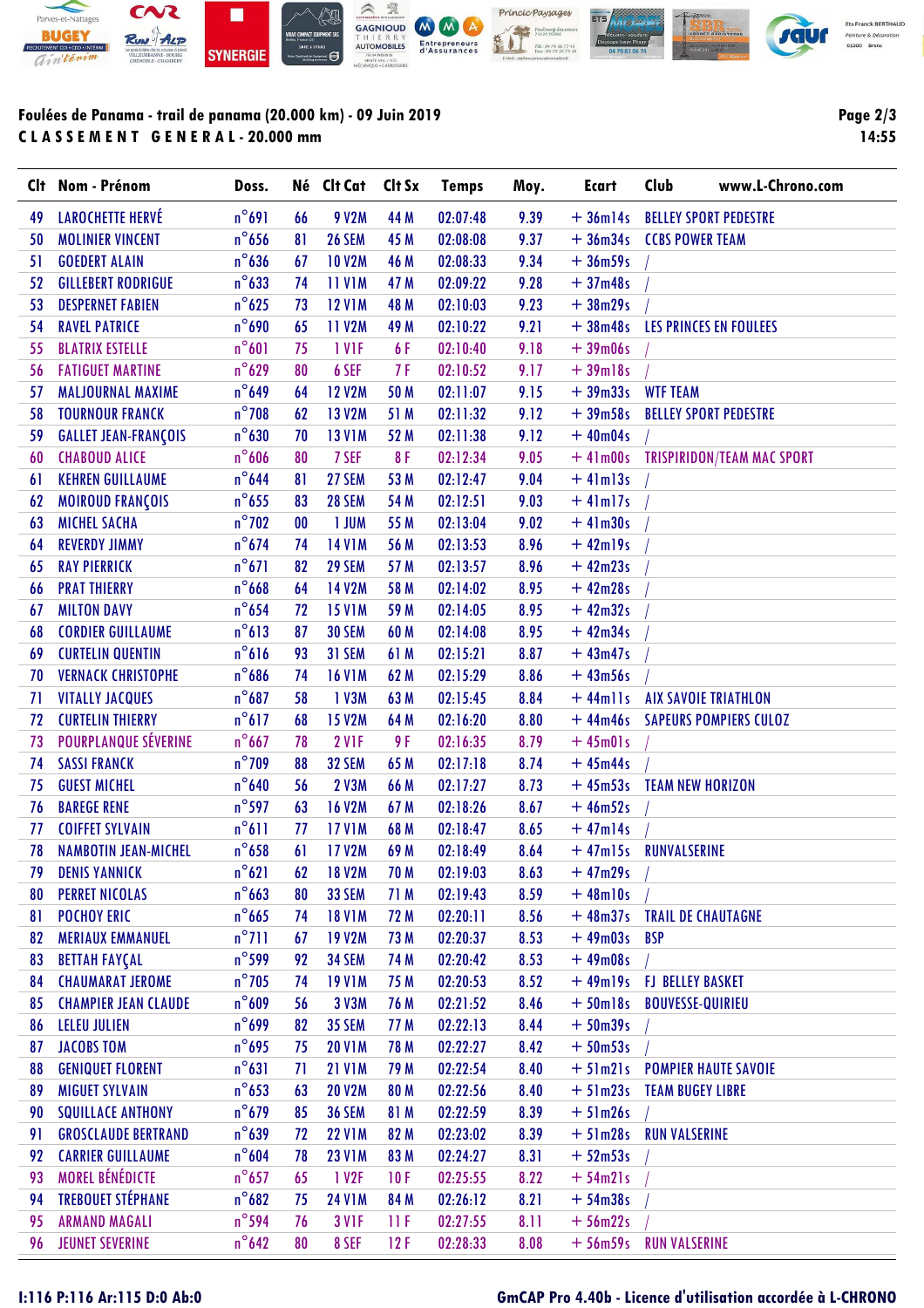**Foulées de Panama - trail de panama (20.000 km) - 09 Juin 2019**

**C L A S S E M E N T   G E N E R A L - 20.000 mm**

| Clt | Nom - Prénom | Doss. | Né | Clt Cat | Clt Sx | Temps | Moy. | Ecart | Club |
|---|---|---|---|---|---|---|---|---|---|
| 49 | LAROCHETTE HERVÉ | n°691 | 66 | 9 V2M | 44 M | 02:07:48 | 9.39 | + 36m14s | BELLEY SPORT PEDESTRE |
| 50 | MOLINIER VINCENT | n°656 | 81 | 26 SEM | 45 M | 02:08:08 | 9.37 | + 36m34s | CCBS POWER TEAM |
| 51 | GOEDERT ALAIN | n°636 | 67 | 10 V2M | 46 M | 02:08:33 | 9.34 | + 36m59s | / |
| 52 | GILLEBERT RODRIGUE | n°633 | 74 | 11 V1M | 47 M | 02:09:22 | 9.28 | + 37m48s | / |
| 53 | DESPERNET FABIEN | n°625 | 73 | 12 V1M | 48 M | 02:10:03 | 9.23 | + 38m29s | / |
| 54 | RAVEL PATRICE | n°690 | 65 | 11 V2M | 49 M | 02:10:22 | 9.21 | + 38m48s | LES PRINCES EN FOULEES |
| 55 | BLATRIX ESTELLE | n°601 | 75 | 1 V1F | 6 F | 02:10:40 | 9.18 | + 39m06s | / |
| 56 | FATIGUET MARTINE | n°629 | 80 | 6 SEF | 7 F | 02:10:52 | 9.17 | + 39m18s | / |
| 57 | MALJOURNAL MAXIME | n°649 | 64 | 12 V2M | 50 M | 02:11:07 | 9.15 | + 39m33s | WTF TEAM |
| 58 | TOURNOUR FRANCK | n°708 | 62 | 13 V2M | 51 M | 02:11:32 | 9.12 | + 39m58s | BELLEY SPORT PEDESTRE |
| 59 | GALLET JEAN-FRANÇOIS | n°630 | 70 | 13 V1M | 52 M | 02:11:38 | 9.12 | + 40m04s | / |
| 60 | CHABOUD ALICE | n°606 | 80 | 7 SEF | 8 F | 02:12:34 | 9.05 | + 41m00s | TRISPIRIDON/TEAM MAC SPORT |
| 61 | KEHREN GUILLAUME | n°644 | 81 | 27 SEM | 53 M | 02:12:47 | 9.04 | + 41m13s | / |
| 62 | MOIROUD FRANÇOIS | n°655 | 83 | 28 SEM | 54 M | 02:12:51 | 9.03 | + 41m17s | / |
| 63 | MICHEL SACHA | n°702 | 00 | 1 JUM | 55 M | 02:13:04 | 9.02 | + 41m30s | / |
| 64 | REVERDY JIMMY | n°674 | 74 | 14 V1M | 56 M | 02:13:53 | 8.96 | + 42m19s | / |
| 65 | RAY PIERRICK | n°671 | 82 | 29 SEM | 57 M | 02:13:57 | 8.96 | + 42m23s | / |
| 66 | PRAT THIERRY | n°668 | 64 | 14 V2M | 58 M | 02:14:02 | 8.95 | + 42m28s | / |
| 67 | MILTON DAVY | n°654 | 72 | 15 V1M | 59 M | 02:14:05 | 8.95 | + 42m32s | / |
| 68 | CORDIER GUILLAUME | n°613 | 87 | 30 SEM | 60 M | 02:14:08 | 8.95 | + 42m34s | / |
| 69 | CURTELIN QUENTIN | n°616 | 93 | 31 SEM | 61 M | 02:15:21 | 8.87 | + 43m47s | / |
| 70 | VERNACK CHRISTOPHE | n°686 | 74 | 16 V1M | 62 M | 02:15:29 | 8.86 | + 43m56s | / |
| 71 | VITALLY JACQUES | n°687 | 58 | 1 V3M | 63 M | 02:15:45 | 8.84 | + 44m11s | AIX SAVOIE TRIATHLON |
| 72 | CURTELIN THIERRY | n°617 | 68 | 15 V2M | 64 M | 02:16:20 | 8.80 | + 44m46s | SAPEURS POMPIERS CULOZ |
| 73 | POURPLANQUE SÉVERINE | n°667 | 78 | 2 V1F | 9 F | 02:16:35 | 8.79 | + 45m01s | / |
| 74 | SASSI FRANCK | n°709 | 88 | 32 SEM | 65 M | 02:17:18 | 8.74 | + 45m44s | / |
| 75 | GUEST MICHEL | n°640 | 56 | 2 V3M | 66 M | 02:17:27 | 8.73 | + 45m53s | TEAM NEW HORIZON |
| 76 | BAREGE RENE | n°597 | 63 | 16 V2M | 67 M | 02:18:26 | 8.67 | + 46m52s | / |
| 77 | COIFFET SYLVAIN | n°611 | 77 | 17 V1M | 68 M | 02:18:47 | 8.65 | + 47m14s | / |
| 78 | NAMBOTIN JEAN-MICHEL | n°658 | 61 | 17 V2M | 69 M | 02:18:49 | 8.64 | + 47m15s | RUNVALSERINE |
| 79 | DENIS YANNICK | n°621 | 62 | 18 V2M | 70 M | 02:19:03 | 8.63 | + 47m29s | / |
| 80 | PERRET NICOLAS | n°663 | 80 | 33 SEM | 71 M | 02:19:43 | 8.59 | + 48m10s | / |
| 81 | POCHOY ERIC | n°665 | 74 | 18 V1M | 72 M | 02:20:11 | 8.56 | + 48m37s | TRAIL DE CHAUTAGNE |
| 82 | MERIAUX EMMANUEL | n°711 | 67 | 19 V2M | 73 M | 02:20:37 | 8.53 | + 49m03s | BSP |
| 83 | BETTAH FAYÇAL | n°599 | 92 | 34 SEM | 74 M | 02:20:42 | 8.53 | + 49m08s | / |
| 84 | CHAUMARAT JEROME | n°705 | 74 | 19 V1M | 75 M | 02:20:53 | 8.52 | + 49m19s | FJ BELLEY BASKET |
| 85 | CHAMPIER JEAN CLAUDE | n°609 | 56 | 3 V3M | 76 M | 02:21:52 | 8.46 | + 50m18s | BOUVESSE-QUIRIEU |
| 86 | LELEU JULIEN | n°699 | 82 | 35 SEM | 77 M | 02:22:13 | 8.44 | + 50m39s | / |
| 87 | JACOBS TOM | n°695 | 75 | 20 V1M | 78 M | 02:22:27 | 8.42 | + 50m53s | / |
| 88 | GENIQUET FLORENT | n°631 | 71 | 21 V1M | 79 M | 02:22:54 | 8.40 | + 51m21s | POMPIER HAUTE SAVOIE |
| 89 | MIGUET SYLVAIN | n°653 | 63 | 20 V2M | 80 M | 02:22:56 | 8.40 | + 51m23s | TEAM BUGEY LIBRE |
| 90 | SQUILLACE ANTHONY | n°679 | 85 | 36 SEM | 81 M | 02:22:59 | 8.39 | + 51m26s | / |
| 91 | GROSCLAUDE BERTRAND | n°639 | 72 | 22 V1M | 82 M | 02:23:02 | 8.39 | + 51m28s | RUN VALSERINE |
| 92 | CARRIER GUILLAUME | n°604 | 78 | 23 V1M | 83 M | 02:24:27 | 8.31 | + 52m53s | / |
| 93 | MOREL BÉNÉDICTE | n°657 | 65 | 1 V2F | 10 F | 02:25:55 | 8.22 | + 54m21s | / |
| 94 | TREBOUET STÉPHANE | n°682 | 75 | 24 V1M | 84 M | 02:26:12 | 8.21 | + 54m38s | / |
| 95 | ARMAND MAGALI | n°594 | 76 | 3 V1F | 11 F | 02:27:55 | 8.11 | + 56m22s | / |
| 96 | JEUNET SEVERINE | n°642 | 80 | 8 SEF | 12 F | 02:28:33 | 8.08 | + 56m59s | RUN VALSERINE |

I:116 P:116 Ar:115 D:0 Ab:0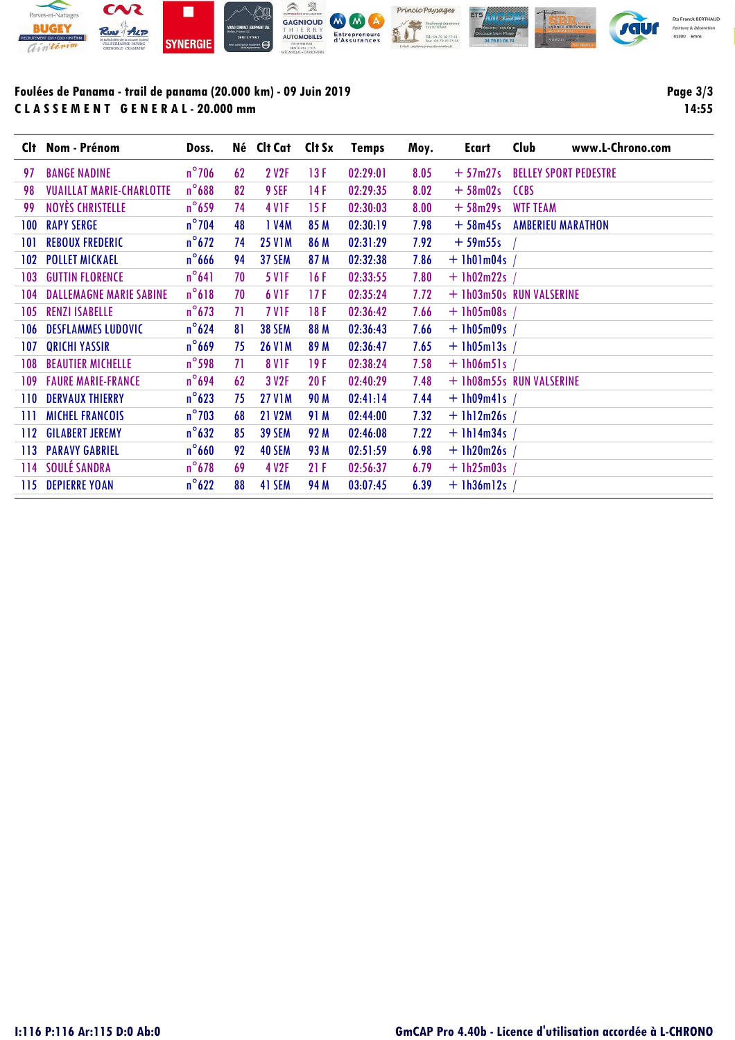**Foulées de Panama - trail de panama (20.000 km) - 09 Juin 2019**

**C L A S S E M E N T   G E N E R A L - 20.000 mm**

| Clt | Nom - Prénom | Doss. | Né | Clt Cat | Clt Sx | Temps | Moy. | Ecart | Club | www.L-Chrono.com |
|---|---|---|---|---|---|---|---|---|---|---|
| 97 | BANGE NADINE | n°706 | 62 | 2 V2F | 13 F | 02:29:01 | 8.05 | + 57m27s | BELLEY SPORT PEDESTRE | |
| 98 | VUAILLAT MARIE-CHARLOTTE | n°688 | 82 | 9 SEF | 14 F | 02:29:35 | 8.02 | + 58m02s | CCBS | |
| 99 | NOYÈS CHRISTELLE | n°659 | 74 | 4 V1F | 15 F | 02:30:03 | 8.00 | + 58m29s | WTF TEAM | |
| 100 | RAPY SERGE | n°704 | 48 | 1 V4M | 85 M | 02:30:19 | 7.98 | + 58m45s | AMBERIEU MARATHON | |
| 101 | REBOUX FREDERIC | n°672 | 74 | 25 V1M | 86 M | 02:31:29 | 7.92 | + 59m55s | / | |
| 102 | POLLET MICKAEL | n°666 | 94 | 37 SEM | 87 M | 02:32:38 | 7.86 | + 1h01m04s | / | |
| 103 | GUTTIN FLORENCE | n°641 | 70 | 5 V1F | 16 F | 02:33:55 | 7.80 | + 1h02m22s | / | |
| 104 | DALLEMAGNE MARIE SABINE | n°618 | 70 | 6 V1F | 17 F | 02:35:24 | 7.72 | + 1h03m50s | RUN VALSERINE | |
| 105 | RENZI ISABELLE | n°673 | 71 | 7 V1F | 18 F | 02:36:42 | 7.66 | + 1h05m08s | / | |
| 106 | DESFLAMMES LUDOVIC | n°624 | 81 | 38 SEM | 88 M | 02:36:43 | 7.66 | + 1h05m09s | / | |
| 107 | QRICHI YASSIR | n°669 | 75 | 26 V1M | 89 M | 02:36:47 | 7.65 | + 1h05m13s | / | |
| 108 | BEAUTIER MICHELLE | n°598 | 71 | 8 V1F | 19 F | 02:38:24 | 7.58 | + 1h06m51s | / | |
| 109 | FAURE MARIE-FRANCE | n°694 | 62 | 3 V2F | 20 F | 02:40:29 | 7.48 | + 1h08m55s | RUN VALSERINE | |
| 110 | DERVAUX THIERRY | n°623 | 75 | 27 V1M | 90 M | 02:41:14 | 7.44 | + 1h09m41s | / | |
| 111 | MICHEL FRANCOIS | n°703 | 68 | 21 V2M | 91 M | 02:44:00 | 7.32 | + 1h12m26s | / | |
| 112 | GILABERT JEREMY | n°632 | 85 | 39 SEM | 92 M | 02:46:08 | 7.22 | + 1h14m34s | / | |
| 113 | PARAVY GABRIEL | n°660 | 92 | 40 SEM | 93 M | 02:51:59 | 6.98 | + 1h20m26s | / | |
| 114 | SOULÉ SANDRA | n°678 | 69 | 4 V2F | 21 F | 02:56:37 | 6.79 | + 1h25m03s | / | |
| 115 | DEPIERRE YOAN | n°622 | 88 | 41 SEM | 94 M | 03:07:45 | 6.39 | + 1h36m12s | / | |

I:116 P:116 Ar:115 D:0 Ab:0

GmCAP Pro 4.40b - Licence d'utilisation accordée à L-CHRONO